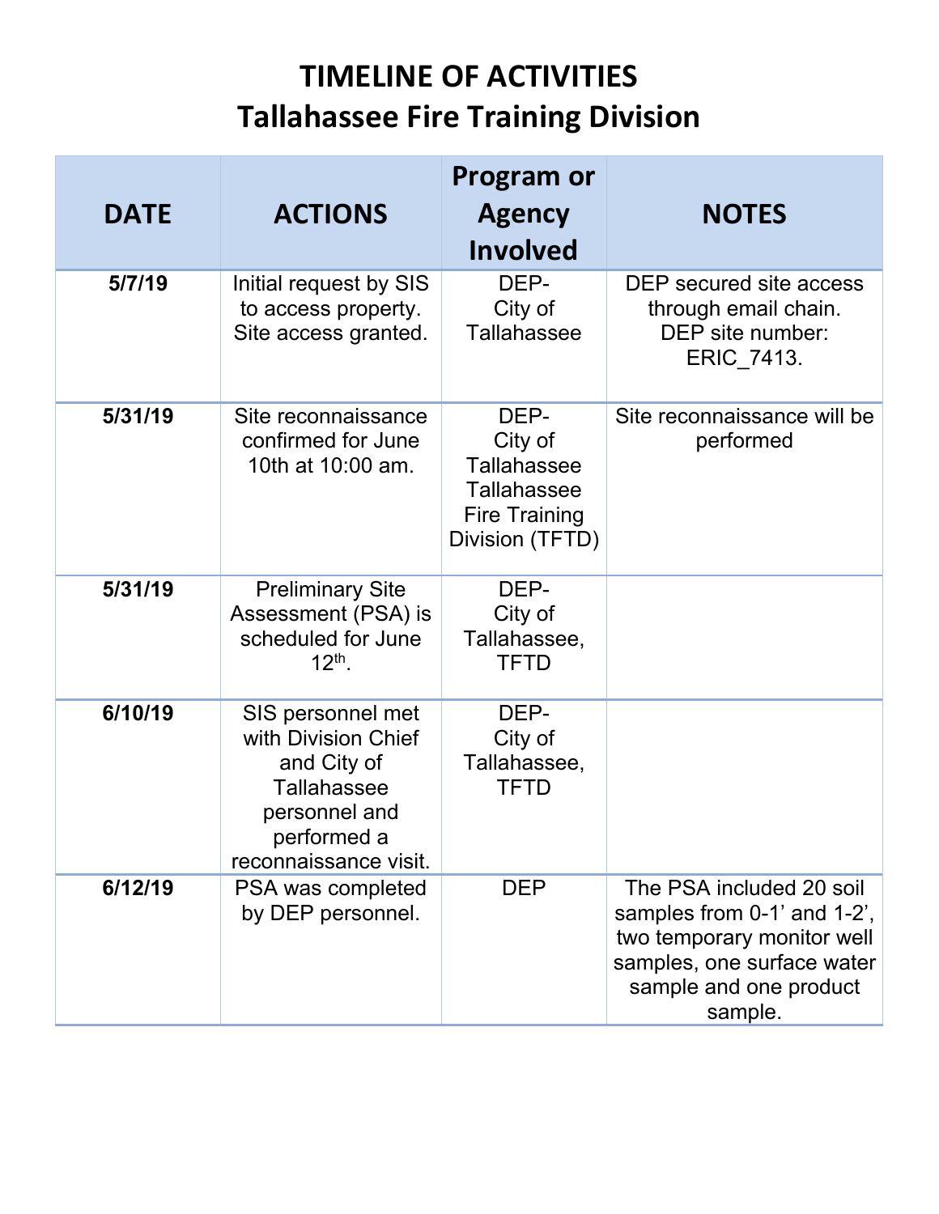# TIMELINE OF ACTIVITIES
# Tallahassee Fire Training Division

| DATE | ACTIONS | Program or Agency Involved | NOTES |
|---|---|---|---|
| **5/7/19** | Initial request by SIS to access property. Site access granted. | DEP- City of Tallahassee | DEP secured site access through email chain. DEP site number: ERIC_7413. |
| **5/31/19** | Site reconnaissance confirmed for June 10th at 10:00 am. | DEP- City of Tallahassee Tallahassee Fire Training Division (TFTD) | Site reconnaissance will be performed |
| **5/31/19** | Preliminary Site Assessment (PSA) is scheduled for June 12th. | DEP- City of Tallahassee, TFTD | |
| **6/10/19** | SIS personnel met with Division Chief and City of Tallahassee personnel and performed a reconnaissance visit. | DEP- City of Tallahassee, TFTD | |
| **6/12/19** | PSA was completed by DEP personnel. | DEP | The PSA included 20 soil samples from 0-1' and 1-2', two temporary monitor well samples, one surface water sample and one product sample. |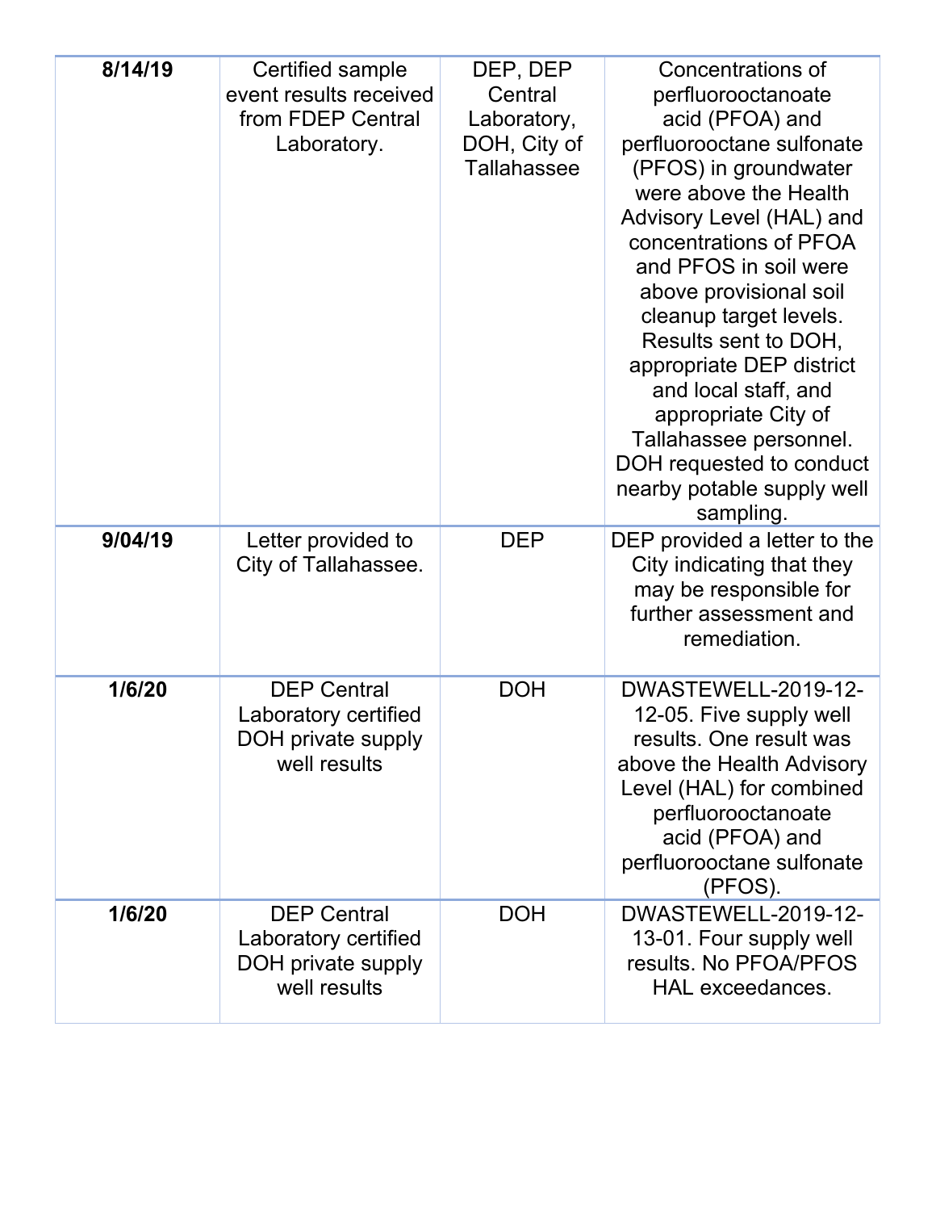| | | | |
|---|---|---|---|
| **8/14/19** | Certified sample event results received from FDEP Central Laboratory. | DEP, DEP Central Laboratory, DOH, City of Tallahassee | Concentrations of perfluorooctanoate acid (PFOA) and perfluorooctane sulfonate (PFOS) in groundwater were above the Health Advisory Level (HAL) and concentrations of PFOA and PFOS in soil were above provisional soil cleanup target levels. Results sent to DOH, appropriate DEP district and local staff, and appropriate City of Tallahassee personnel. DOH requested to conduct nearby potable supply well sampling. |
| **9/04/19** | Letter provided to City of Tallahassee. | DEP | DEP provided a letter to the City indicating that they may be responsible for further assessment and remediation. |
| **1/6/20** | DEP Central Laboratory certified DOH private supply well results | DOH | DWASTEWELL-2019-12-12-05. Five supply well results. One result was above the Health Advisory Level (HAL) for combined perfluorooctanoate acid (PFOA) and perfluorooctane sulfonate (PFOS). |
| **1/6/20** | DEP Central Laboratory certified DOH private supply well results | DOH | DWASTEWELL-2019-12-13-01. Four supply well results. No PFOA/PFOS HAL exceedances. |